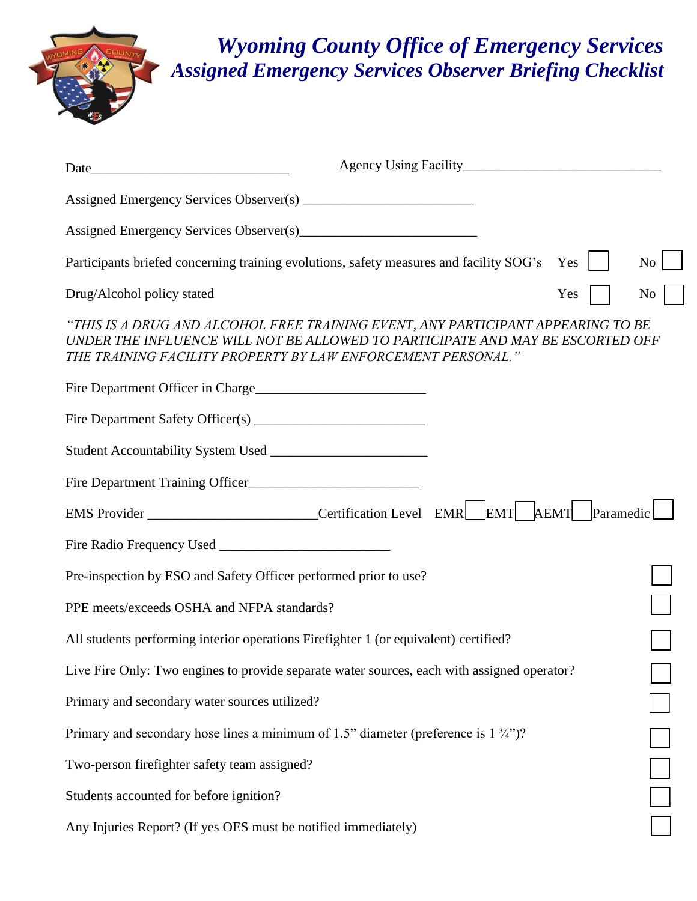# *Wyoming County Office of Emergency Services*
# *Assigned Emergency Services Observer Briefing Checklist*

Date_____________________________ Agency Using Facility____________________________

Assigned Emergency Services Observer(s) ________________________

Assigned Emergency Services Observer(s)_________________________

Participants briefed concerning training evolutions, safety measures and facility SOG's Yes ☐ No ☐

Drug/Alcohol policy stated Yes ☐ No ☐

*"THIS IS A DRUG AND ALCOHOL FREE TRAINING EVENT, ANY PARTICIPANT APPEARING TO BE UNDER THE INFLUENCE WILL NOT BE ALLOWED TO PARTICIPATE AND MAY BE ESCORTED OFF THE TRAINING FACILITY PROPERTY BY LAW ENFORCEMENT PERSONAL."*

Fire Department Officer in Charge________________________

Fire Department Safety Officer(s) ________________________

Student Accountability System Used ______________________

Fire Department Training Officer________________________

EMS Provider ________________________Certification Level EMR☐ EMT☐ AEMT☐ Paramedic☐

Fire Radio Frequency Used ________________________

Pre-inspection by ESO and Safety Officer performed prior to use? ☐

PPE meets/exceeds OSHA and NFPA standards? ☐

All students performing interior operations Firefighter 1 (or equivalent) certified? ☐

Live Fire Only: Two engines to provide separate water sources, each with assigned operator? ☐

Primary and secondary water sources utilized? ☐

Primary and secondary hose lines a minimum of 1.5" diameter (preference is 1 ¾")? ☐

Two-person firefighter safety team assigned? ☐

Students accounted for before ignition? ☐

Any Injuries Report? (If yes OES must be notified immediately) ☐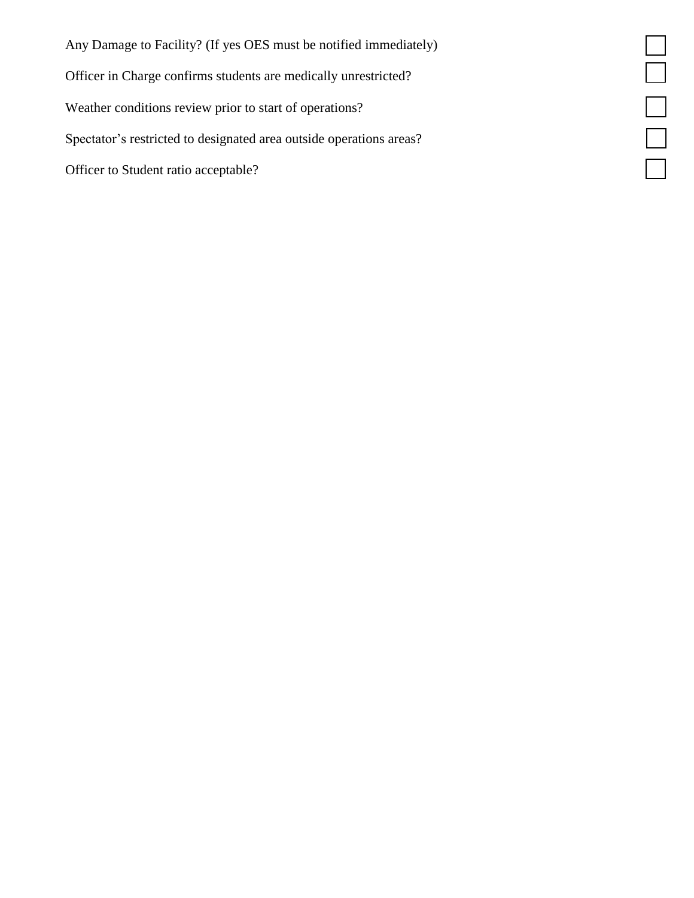- [ ] Any Damage to Facility? (If yes OES must be notified immediately)
- [ ] Officer in Charge confirms students are medically unrestricted?
- [ ] Weather conditions review prior to start of operations?
- [ ] Spectator's restricted to designated area outside operations areas?
- [ ] Officer to Student ratio acceptable?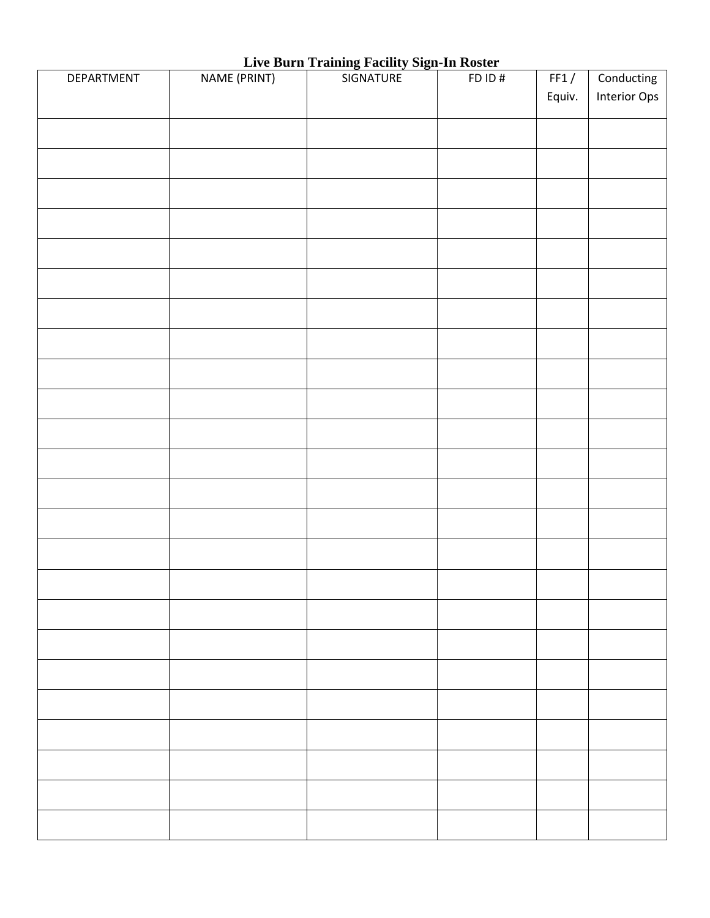**Live Burn Training Facility Sign-In Roster**

| DEPARTMENT | NAME (PRINT) | SIGNATURE | FD ID # | FF1 / Equiv. | Conducting Interior Ops |
|---|---|---|---|---|---|
| | | | | | |
| | | | | | |
| | | | | | |
| | | | | | |
| | | | | | |
| | | | | | |
| | | | | | |
| | | | | | |
| | | | | | |
| | | | | | |
| | | | | | |
| | | | | | |
| | | | | | |
| | | | | | |
| | | | | | |
| | | | | | |
| | | | | | |
| | | | | | |
| | | | | | |
| | | | | | |
| | | | | | |
| | | | | | |
| | | | | | |
| | | | | | |